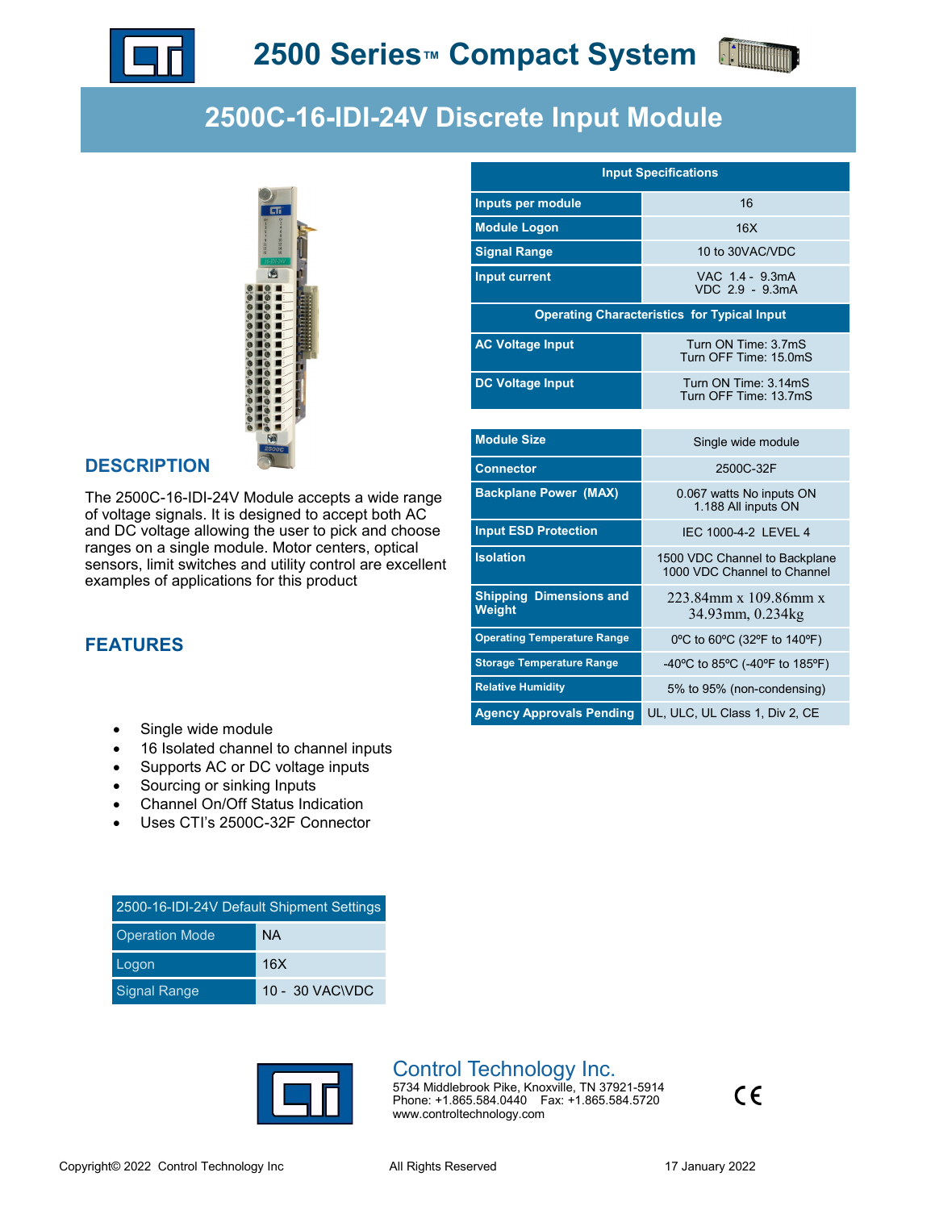# 2500 Series™ Compact System

## 2500C-16-IDI-24V Discrete Input Module

| Input Specifications | |
|---|---|
| **Inputs per module** | 16 |
| **Module Logon** | 16X |
| **Signal Range** | 10 to 30VAC/VDC |
| **Input current** | VAC 1.4 - 9.3mA<br>VDC 2.9 - 9.3mA |
| **Operating Characteristics for Typical Input** | |
| **AC Voltage Input** | Turn ON Time: 3.7mS<br>Turn OFF Time: 15.0mS |
| **DC Voltage Input** | Turn ON Time: 3.14mS<br>Turn OFF Time: 13.7mS |

| | |
|---|---|
| **Module Size** | Single wide module |
| **Connector** | 2500C-32F |
| **Backplane Power (MAX)** | 0.067 watts No inputs ON<br>1.188 All inputs ON |
| **Input ESD Protection** | IEC 1000-4-2 LEVEL 4 |
| **Isolation** | 1500 VDC Channel to Backplane<br>1000 VDC Channel to Channel |
| **Shipping Dimensions and Weight** | 223.84mm x 109.86mm x 34.93mm, 0.234kg |
| **Operating Temperature Range** | 0ºC to 60ºC (32ºF to 140ºF) |
| **Storage Temperature Range** | -40ºC to 85ºC (-40ºF to 185ºF) |
| **Relative Humidity** | 5% to 95% (non-condensing) |
| **Agency Approvals Pending** | UL, ULC, UL Class 1, Div 2, CE |

## DESCRIPTION

The 2500C-16-IDI-24V Module accepts a wide range of voltage signals. It is designed to accept both AC and DC voltage allowing the user to pick and choose ranges on a single module. Motor centers, optical sensors, limit switches and utility control are excellent examples of applications for this product

## FEATURES

- Single wide module
- 16 Isolated channel to channel inputs
- Supports AC or DC voltage inputs
- Sourcing or sinking Inputs
- Channel On/Off Status Indication
- Uses CTI's 2500C-32F Connector

| 2500-16-IDI-24V Default Shipment Settings | |
|---|---|
| Operation Mode | NA |
| Logon | 16X |
| Signal Range | 10 - 30 VAC\VDC |

Control Technology Inc.
5734 Middlebrook Pike, Knoxville, TN 37921-5914
Phone: +1.865.584.0440 Fax: +1.865.584.5720
www.controltechnology.com

Copyright© 2022 Control Technology Inc All Rights Reserved 17 January 2022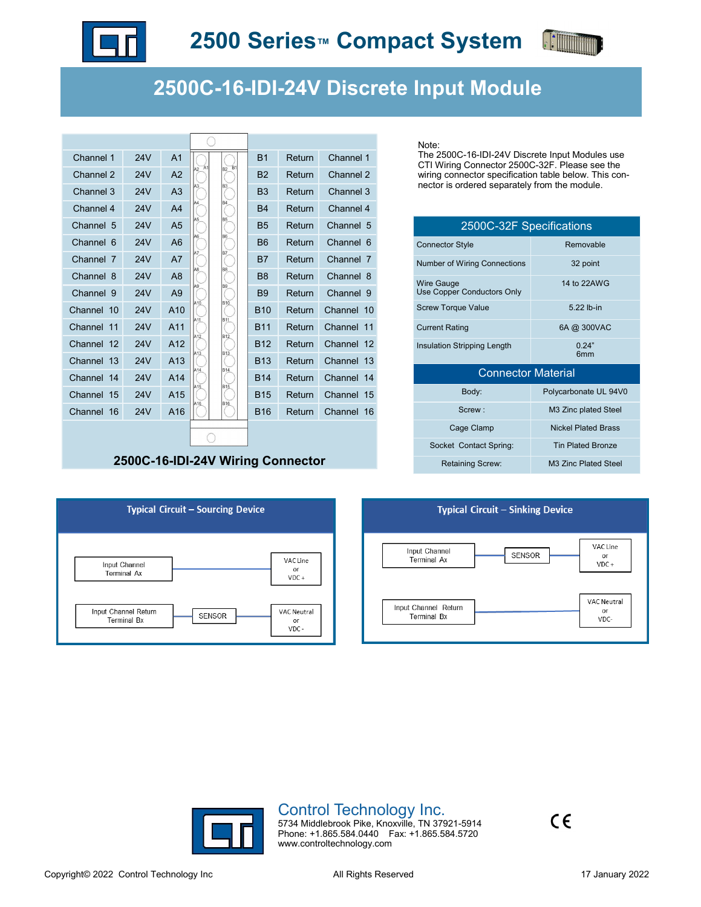# 2500 Series™ Compact System

## 2500C-16-IDI-24V Discrete Input Module

| | | | | | |
|---|---|---|---|---|---|
| Channel 1 | 24V | A1 | B1 | Return | Channel 1 |
| Channel 2 | 24V | A2 | B2 | Return | Channel 2 |
| Channel 3 | 24V | A3 | B3 | Return | Channel 3 |
| Channel 4 | 24V | A4 | B4 | Return | Channel 4 |
| Channel 5 | 24V | A5 | B5 | Return | Channel 5 |
| Channel 6 | 24V | A6 | B6 | Return | Channel 6 |
| Channel 7 | 24V | A7 | B7 | Return | Channel 7 |
| Channel 8 | 24V | A8 | B8 | Return | Channel 8 |
| Channel 9 | 24V | A9 | B9 | Return | Channel 9 |
| Channel 10 | 24V | A10 | B10 | Return | Channel 10 |
| Channel 11 | 24V | A11 | B11 | Return | Channel 11 |
| Channel 12 | 24V | A12 | B12 | Return | Channel 12 |
| Channel 13 | 24V | A13 | B13 | Return | Channel 13 |
| Channel 14 | 24V | A14 | B14 | Return | Channel 14 |
| Channel 15 | 24V | A15 | B15 | Return | Channel 15 |
| Channel 16 | 24V | A16 | B16 | Return | Channel 16 |

**2500C-16-IDI-24V Wiring Connector**

Note:
The 2500C-16-IDI-24V Discrete Input Modules use CTI Wiring Connector 2500C-32F. Please see the wiring connector specification table below. This connector is ordered separately from the module.

| 2500C-32F Specifications | |
|---|---|
| Connector Style | Removable |
| Number of Wiring Connections | 32 point |
| Wire Gauge<br>Use Copper Conductors Only | 14 to 22AWG |
| Screw Torque Value | 5.22 lb-in |
| Current Rating | 6A @ 300VAC |
| Insulation Stripping Length | 0.24"<br>6mm |
| **Connector Material** | |
| Body: | Polycarbonate UL 94V0 |
| Screw : | M3 Zinc plated Steel |
| Cage Clamp | Nickel Plated Brass |
| Socket Contact Spring: | Tin Plated Bronze |
| Retaining Screw: | M3 Zinc Plated Steel |

### Typical Circuit – Sourcing Device

Input Channel Terminal Ax
VAC Line or VDC +
Input Channel Return Terminal Bx
SENSOR
VAC Neutral or VDC -

### Typical Circuit – Sinking Device

Input Channel Terminal Ax
SENSOR
VAC Line or VDC +
Input Channel Return Terminal Bx
VAC Neutral or VDC-

**Control Technology Inc.**
5734 Middlebrook Pike, Knoxville, TN 37921-5914
Phone: +1.865.584.0440 Fax: +1.865.584.5720
www.controltechnology.com

CE

Copyright© 2022 Control Technology Inc    All Rights Reserved    17 January 2022